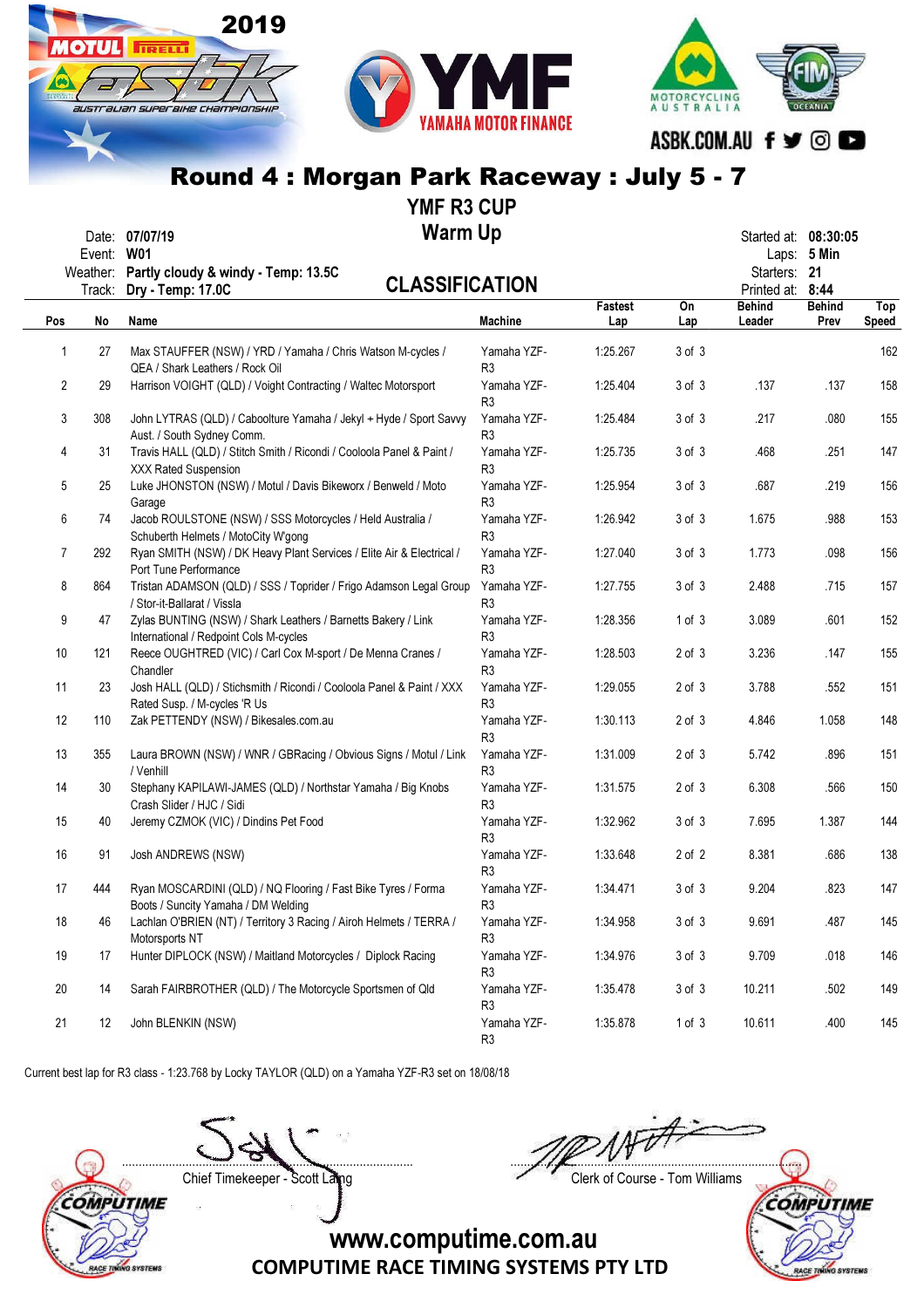# Round 4 : Morgan Park Raceway : July 5 - 7

## YMF R3 CUP

## Warm Up

Date: **07/07/19**
Event: **W01**
Weather: **Partly cloudy & windy - Temp: 13.5C**
Track: **Dry - Temp: 17.0C**

Started at: **08:30:05**
Laps: **5 Min**
Starters: **21**
Printed at: **8:44**

## CLASSIFICATION

| Pos | No | Name | Machine | Fastest Lap | On Lap | Behind Leader | Behind Prev | Top Speed |
|---|---|---|---|---|---|---|---|---|
| 1 | 27 | Max STAUFFER (NSW) / YRD / Yamaha / Chris Watson M-cycles / QEA / Shark Leathers / Rock Oil | Yamaha YZF-R3 | 1:25.267 | 3 of 3 | | | 162 |
| 2 | 29 | Harrison VOIGHT (QLD) / Voight Contracting / Waltec Motorsport | Yamaha YZF-R3 | 1:25.404 | 3 of 3 | .137 | .137 | 158 |
| 3 | 308 | John LYTRAS (QLD) / Caboolture Yamaha / Jekyl + Hyde / Sport Savvy Aust. / South Sydney Comm. | Yamaha YZF-R3 | 1:25.484 | 3 of 3 | .217 | .080 | 155 |
| 4 | 31 | Travis HALL (QLD) / Stitch Smith / Ricondi / Cooloola Panel & Paint / XXX Rated Suspension | Yamaha YZF-R3 | 1:25.735 | 3 of 3 | .468 | .251 | 147 |
| 5 | 25 | Luke JHONSTON (NSW) / Motul / Davis Bikeworx / Benweld / Moto Garage | Yamaha YZF-R3 | 1:25.954 | 3 of 3 | .687 | .219 | 156 |
| 6 | 74 | Jacob ROULSTONE (NSW) / SSS Motorcycles / Held Australia / Schuberth Helmets / MotoCity W'gong | Yamaha YZF-R3 | 1:26.942 | 3 of 3 | 1.675 | .988 | 153 |
| 7 | 292 | Ryan SMITH (NSW) / DK Heavy Plant Services / Elite Air & Electrical / Port Tune Performance | Yamaha YZF-R3 | 1:27.040 | 3 of 3 | 1.773 | .098 | 156 |
| 8 | 864 | Tristan ADAMSON (QLD) / SSS / Toprider / Frigo Adamson Legal Group / Stor-it-Ballarat / Vissla | Yamaha YZF-R3 | 1:27.755 | 3 of 3 | 2.488 | .715 | 157 |
| 9 | 47 | Zylas BUNTING (NSW) / Shark Leathers / Barnetts Bakery / Link International / Redpoint Cols M-cycles | Yamaha YZF-R3 | 1:28.356 | 1 of 3 | 3.089 | .601 | 152 |
| 10 | 121 | Reece OUGHTRED (VIC) / Carl Cox M-sport / De Menna Cranes / Chandler | Yamaha YZF-R3 | 1:28.503 | 2 of 3 | 3.236 | .147 | 155 |
| 11 | 23 | Josh HALL (QLD) / Stichsmith / Ricondi / Cooloola Panel & Paint / XXX Rated Susp. / M-cycles 'R Us | Yamaha YZF-R3 | 1:29.055 | 2 of 3 | 3.788 | .552 | 151 |
| 12 | 110 | Zak PETTENDY (NSW) / Bikesales.com.au | Yamaha YZF-R3 | 1:30.113 | 2 of 3 | 4.846 | 1.058 | 148 |
| 13 | 355 | Laura BROWN (NSW) / WNR / GBRacing / Obvious Signs / Motul / Link / Venhill | Yamaha YZF-R3 | 1:31.009 | 2 of 3 | 5.742 | .896 | 151 |
| 14 | 30 | Stephany KAPILAWI-JAMES (QLD) / Northstar Yamaha / Big Knobs Crash Slider / HJC / Sidi | Yamaha YZF-R3 | 1:31.575 | 2 of 3 | 6.308 | .566 | 150 |
| 15 | 40 | Jeremy CZMOK (VIC) / Dindins Pet Food | Yamaha YZF-R3 | 1:32.962 | 3 of 3 | 7.695 | 1.387 | 144 |
| 16 | 91 | Josh ANDREWS (NSW) | Yamaha YZF-R3 | 1:33.648 | 2 of 2 | 8.381 | .686 | 138 |
| 17 | 444 | Ryan MOSCARDINI (QLD) / NQ Flooring / Fast Bike Tyres / Forma Boots / Suncity Yamaha / DM Welding | Yamaha YZF-R3 | 1:34.471 | 3 of 3 | 9.204 | .823 | 147 |
| 18 | 46 | Lachlan O'BRIEN (NT) / Territory 3 Racing / Airoh Helmets / TERRA / Motorsports NT | Yamaha YZF-R3 | 1:34.958 | 3 of 3 | 9.691 | .487 | 145 |
| 19 | 17 | Hunter DIPLOCK (NSW) / Maitland Motorcycles / Diplock Racing | Yamaha YZF-R3 | 1:34.976 | 3 of 3 | 9.709 | .018 | 146 |
| 20 | 14 | Sarah FAIRBROTHER (QLD) / The Motorcycle Sportsmen of Qld | Yamaha YZF-R3 | 1:35.478 | 3 of 3 | 10.211 | .502 | 149 |
| 21 | 12 | John BLENKIN (NSW) | Yamaha YZF-R3 | 1:35.878 | 1 of 3 | 10.611 | .400 | 145 |

Current best lap for R3 class - 1:23.768 by Locky TAYLOR (QLD) on a Yamaha YZF-R3 set on 18/08/18

Chief Timekeeper - Scott Laing

Clerk of Course - Tom Williams

www.computime.com.au
COMPUTIME RACE TIMING SYSTEMS PTY LTD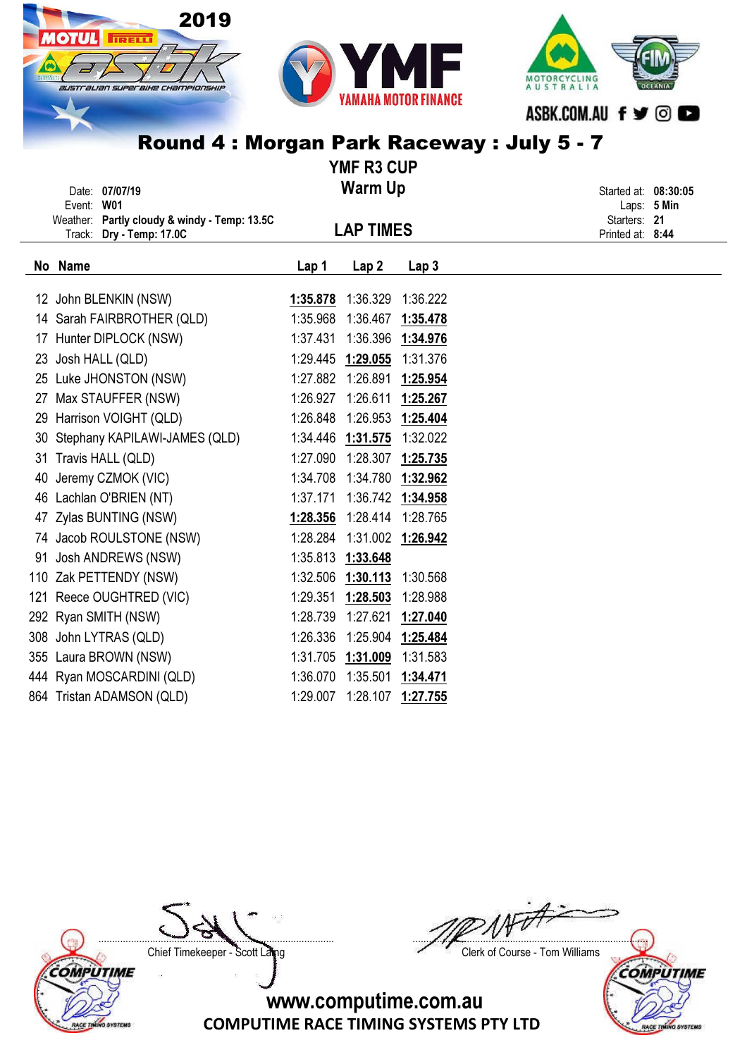# Round 4 : Morgan Park Raceway : July 5 - 7

## YMF R3 CUP

### Warm Up

Date: **07/07/19**
Event: **W01**
Weather: **Partly cloudy & windy - Temp: 13.5C**
Track: **Dry - Temp: 17.0C**

Started at: **08:30:05**
Laps: **5 Min**
Starters: **21**
Printed at: **8:44**

## LAP TIMES

| No | Name | Lap 1 | Lap 2 | Lap 3 |
|---|---|---|---|---|
| 12 | John BLENKIN (NSW) | **1:35.878** | 1:36.329 | 1:36.222 |
| 14 | Sarah FAIRBROTHER (QLD) | 1:35.968 | 1:36.467 | **1:35.478** |
| 17 | Hunter DIPLOCK (NSW) | 1:37.431 | 1:36.396 | **1:34.976** |
| 23 | Josh HALL (QLD) | 1:29.445 | **1:29.055** | 1:31.376 |
| 25 | Luke JHONSTON (NSW) | 1:27.882 | 1:26.891 | **1:25.954** |
| 27 | Max STAUFFER (NSW) | 1:26.927 | 1:26.611 | **1:25.267** |
| 29 | Harrison VOIGHT (QLD) | 1:26.848 | 1:26.953 | **1:25.404** |
| 30 | Stephany KAPILAWI-JAMES (QLD) | 1:34.446 | **1:31.575** | 1:32.022 |
| 31 | Travis HALL (QLD) | 1:27.090 | 1:28.307 | **1:25.735** |
| 40 | Jeremy CZMOK (VIC) | 1:34.708 | 1:34.780 | **1:32.962** |
| 46 | Lachlan O'BRIEN (NT) | 1:37.171 | 1:36.742 | **1:34.958** |
| 47 | Zylas BUNTING (NSW) | **1:28.356** | 1:28.414 | 1:28.765 |
| 74 | Jacob ROULSTONE (NSW) | 1:28.284 | 1:31.002 | **1:26.942** |
| 91 | Josh ANDREWS (NSW) | 1:35.813 | **1:33.648** | |
| 110 | Zak PETTENDY (NSW) | 1:32.506 | **1:30.113** | 1:30.568 |
| 121 | Reece OUGHTRED (VIC) | 1:29.351 | **1:28.503** | 1:28.988 |
| 292 | Ryan SMITH (NSW) | 1:28.739 | 1:27.621 | **1:27.040** |
| 308 | John LYTRAS (QLD) | 1:26.336 | 1:25.904 | **1:25.484** |
| 355 | Laura BROWN (NSW) | 1:31.705 | **1:31.009** | 1:31.583 |
| 444 | Ryan MOSCARDINI (QLD) | 1:36.070 | 1:35.501 | **1:34.471** |
| 864 | Tristan ADAMSON (QLD) | 1:29.007 | 1:28.107 | **1:27.755** |

Chief Timekeeper - Scott Laing

Clerk of Course - Tom Williams

www.computime.com.au
COMPUTIME RACE TIMING SYSTEMS PTY LTD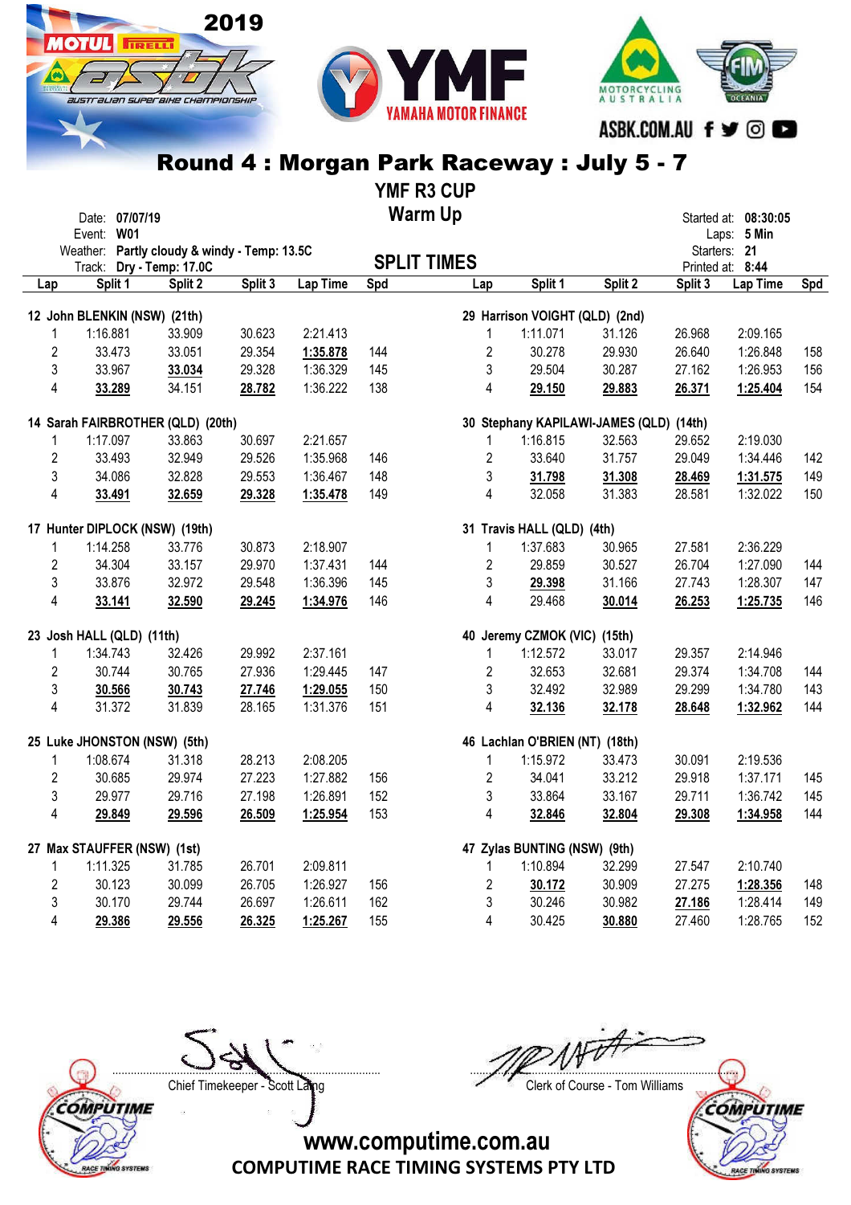# Round 4 : Morgan Park Raceway : July 5 - 7

## YMF R3 CUP

## Warm Up

Date: 07/07/19
Event: W01
Weather: Partly cloudy & windy - Temp: 13.5C
Track: Dry - Temp: 17.0C

Started at: 08:30:05
Laps: 5 Min
Starters: 21
Printed at: 8:44

## SPLIT TIMES

**12 John BLENKIN (NSW) (21th)**

| Lap | Split 1 | Split 2 | Split 3 | Lap Time | Spd |
|---|---|---|---|---|---|
| 1 | 1:16.881 | 33.909 | 30.623 | 2:21.413 | |
| 2 | 33.473 | 33.051 | 29.354 | **1:35.878** | 144 |
| 3 | 33.967 | **33.034** | 29.328 | 1:36.329 | 145 |
| 4 | **33.289** | 34.151 | **28.782** | 1:36.222 | 138 |

**14 Sarah FAIRBROTHER (QLD) (20th)**

| Lap | Split 1 | Split 2 | Split 3 | Lap Time | Spd |
|---|---|---|---|---|---|
| 1 | 1:17.097 | 33.863 | 30.697 | 2:21.657 | |
| 2 | 33.493 | 32.949 | 29.526 | 1:35.968 | 146 |
| 3 | 34.086 | 32.828 | 29.553 | 1:36.467 | 148 |
| 4 | **33.491** | **32.659** | **29.328** | **1:35.478** | 149 |

**17 Hunter DIPLOCK (NSW) (19th)**

| Lap | Split 1 | Split 2 | Split 3 | Lap Time | Spd |
|---|---|---|---|---|---|
| 1 | 1:14.258 | 33.776 | 30.873 | 2:18.907 | |
| 2 | 34.304 | 33.157 | 29.970 | 1:37.431 | 144 |
| 3 | 33.876 | 32.972 | 29.548 | 1:36.396 | 145 |
| 4 | **33.141** | **32.590** | **29.245** | **1:34.976** | 146 |

**23 Josh HALL (QLD) (11th)**

| Lap | Split 1 | Split 2 | Split 3 | Lap Time | Spd |
|---|---|---|---|---|---|
| 1 | 1:34.743 | 32.426 | 29.992 | 2:37.161 | |
| 2 | 30.744 | 30.765 | 27.936 | 1:29.445 | 147 |
| 3 | **30.566** | **30.743** | **27.746** | **1:29.055** | 150 |
| 4 | 31.372 | 31.839 | 28.165 | 1:31.376 | 151 |

**25 Luke JHONSTON (NSW) (5th)**

| Lap | Split 1 | Split 2 | Split 3 | Lap Time | Spd |
|---|---|---|---|---|---|
| 1 | 1:08.674 | 31.318 | 28.213 | 2:08.205 | |
| 2 | 30.685 | 29.974 | 27.223 | 1:27.882 | 156 |
| 3 | 29.977 | 29.716 | 27.198 | 1:26.891 | 152 |
| 4 | **29.849** | **29.596** | **26.509** | **1:25.954** | 153 |

**27 Max STAUFFER (NSW) (1st)**

| Lap | Split 1 | Split 2 | Split 3 | Lap Time | Spd |
|---|---|---|---|---|---|
| 1 | 1:11.325 | 31.785 | 26.701 | 2:09.811 | |
| 2 | 30.123 | 30.099 | 26.705 | 1:26.927 | 156 |
| 3 | 30.170 | 29.744 | 26.697 | 1:26.611 | 162 |
| 4 | **29.386** | **29.556** | **26.325** | **1:25.267** | 155 |

**29 Harrison VOIGHT (QLD) (2nd)**

| Lap | Split 1 | Split 2 | Split 3 | Lap Time | Spd |
|---|---|---|---|---|---|
| 1 | 1:11.071 | 31.126 | 26.968 | 2:09.165 | |
| 2 | 30.278 | 29.930 | 26.640 | 1:26.848 | 158 |
| 3 | 29.504 | 30.287 | 27.162 | 1:26.953 | 156 |
| 4 | **29.150** | **29.883** | **26.371** | **1:25.404** | 154 |

**30 Stephany KAPILAWI-JAMES (QLD) (14th)**

| Lap | Split 1 | Split 2 | Split 3 | Lap Time | Spd |
|---|---|---|---|---|---|
| 1 | 1:16.815 | 32.563 | 29.652 | 2:19.030 | |
| 2 | 33.640 | 31.757 | 29.049 | 1:34.446 | 142 |
| 3 | **31.798** | **31.308** | **28.469** | **1:31.575** | 149 |
| 4 | 32.058 | 31.383 | 28.581 | 1:32.022 | 150 |

**31 Travis HALL (QLD) (4th)**

| Lap | Split 1 | Split 2 | Split 3 | Lap Time | Spd |
|---|---|---|---|---|---|
| 1 | 1:37.683 | 30.965 | 27.581 | 2:36.229 | |
| 2 | 29.859 | 30.527 | 26.704 | 1:27.090 | 144 |
| 3 | **29.398** | 31.166 | 27.743 | 1:28.307 | 147 |
| 4 | 29.468 | **30.014** | **26.253** | **1:25.735** | 146 |

**40 Jeremy CZMOK (VIC) (15th)**

| Lap | Split 1 | Split 2 | Split 3 | Lap Time | Spd |
|---|---|---|---|---|---|
| 1 | 1:12.572 | 33.017 | 29.357 | 2:14.946 | |
| 2 | 32.653 | 32.681 | 29.374 | 1:34.708 | 144 |
| 3 | 32.492 | 32.989 | 29.299 | 1:34.780 | 143 |
| 4 | **32.136** | **32.178** | **28.648** | **1:32.962** | 144 |

**46 Lachlan O'BRIEN (NT) (18th)**

| Lap | Split 1 | Split 2 | Split 3 | Lap Time | Spd |
|---|---|---|---|---|---|
| 1 | 1:15.972 | 33.473 | 30.091 | 2:19.536 | |
| 2 | 34.041 | 33.212 | 29.918 | 1:37.171 | 145 |
| 3 | 33.864 | 33.167 | 29.711 | 1:36.742 | 145 |
| 4 | **32.846** | **32.804** | **29.308** | **1:34.958** | 144 |

**47 Zylas BUNTING (NSW) (9th)**

| Lap | Split 1 | Split 2 | Split 3 | Lap Time | Spd |
|---|---|---|---|---|---|
| 1 | 1:10.894 | 32.299 | 27.547 | 2:10.740 | |
| 2 | **30.172** | 30.909 | 27.275 | **1:28.356** | 148 |
| 3 | 30.246 | 30.982 | **27.186** | 1:28.414 | 149 |
| 4 | 30.425 | **30.880** | 27.460 | 1:28.765 | 152 |

Chief Timekeeper - Scott Laing

Clerk of Course - Tom Williams

www.computime.com.au
COMPUTIME RACE TIMING SYSTEMS PTY LTD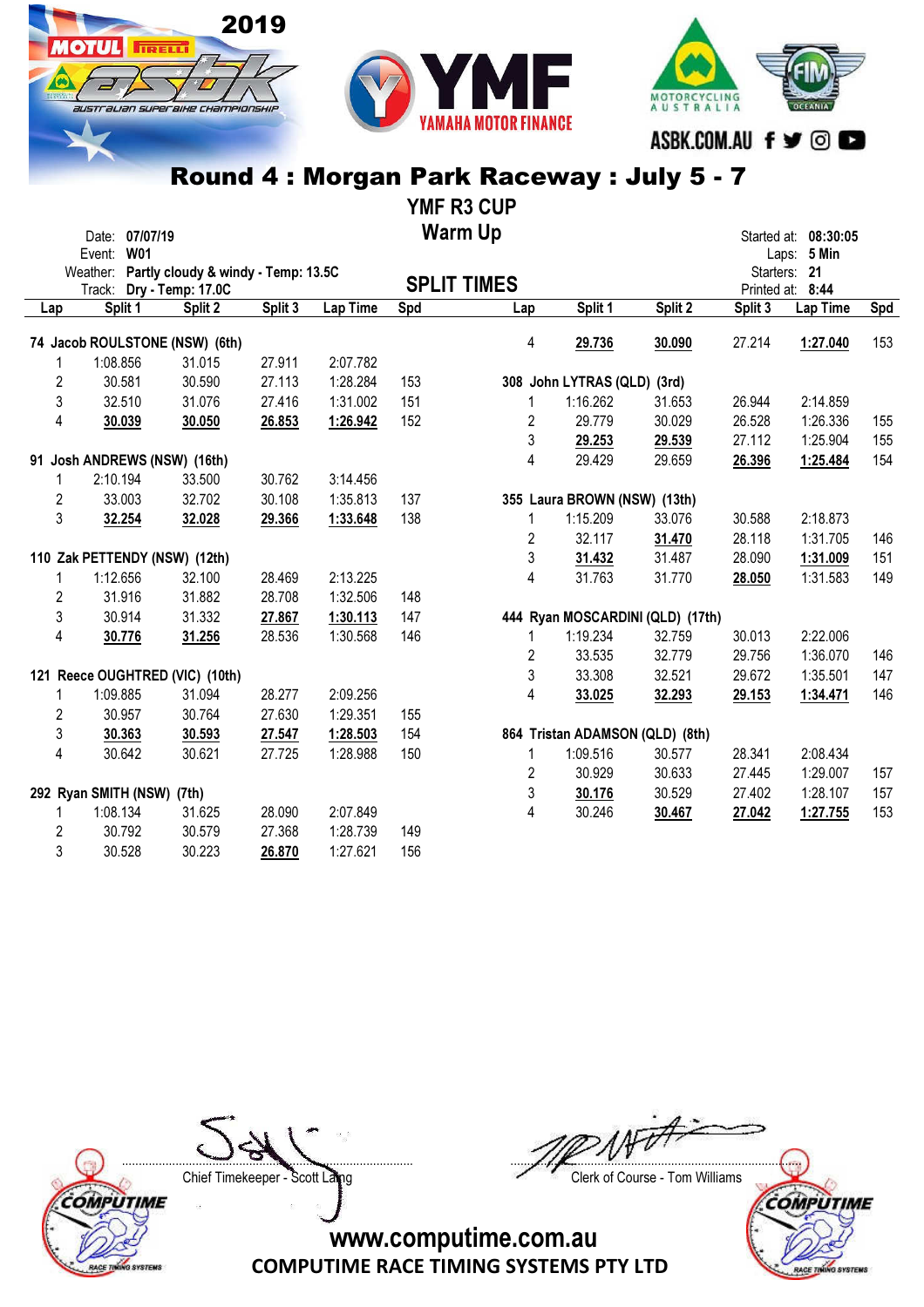# Round 4 : Morgan Park Raceway : July 5 - 7

## YMF R3 CUP

## Warm Up

Date: **07/07/19**
Event: **W01**
Weather: **Partly cloudy & windy - Temp: 13.5C**
Track: **Dry - Temp: 17.0C**

Started at: **08:30:05**
Laps: **5 Min**
Starters: **21**
Printed at: **8:44**

## SPLIT TIMES

| Lap | Split 1 | Split 2 | Split 3 | Lap Time | Spd |
|---|---|---|---|---|---|
| **74 Jacob ROULSTONE (NSW) (6th)** | | | | | |
| 1 | 1:08.856 | 31.015 | 27.911 | 2:07.782 | |
| 2 | 30.581 | 30.590 | 27.113 | 1:28.284 | 153 |
| 3 | 32.510 | 31.076 | 27.416 | 1:31.002 | 151 |
| 4 | **30.039** | **30.050** | **26.853** | **1:26.942** | 152 |
| **91 Josh ANDREWS (NSW) (16th)** | | | | | |
| 1 | 2:10.194 | 33.500 | 30.762 | 3:14.456 | |
| 2 | 33.003 | 32.702 | 30.108 | 1:35.813 | 137 |
| 3 | **32.254** | **32.028** | **29.366** | **1:33.648** | 138 |
| **110 Zak PETTENDY (NSW) (12th)** | | | | | |
| 1 | 1:12.656 | 32.100 | 28.469 | 2:13.225 | |
| 2 | 31.916 | 31.882 | 28.708 | 1:32.506 | 148 |
| 3 | 30.914 | 31.332 | **27.867** | **1:30.113** | 147 |
| 4 | **30.776** | **31.256** | 28.536 | 1:30.568 | 146 |
| **121 Reece OUGHTRED (VIC) (10th)** | | | | | |
| 1 | 1:09.885 | 31.094 | 28.277 | 2:09.256 | |
| 2 | 30.957 | 30.764 | 27.630 | 1:29.351 | 155 |
| 3 | **30.363** | **30.593** | **27.547** | **1:28.503** | 154 |
| 4 | 30.642 | 30.621 | 27.725 | 1:28.988 | 150 |
| **292 Ryan SMITH (NSW) (7th)** | | | | | |
| 1 | 1:08.134 | 31.625 | 28.090 | 2:07.849 | |
| 2 | 30.792 | 30.579 | 27.368 | 1:28.739 | 149 |
| 3 | 30.528 | 30.223 | **26.870** | 1:27.621 | 156 |
| 4 | **29.736** | **30.090** | 27.214 | **1:27.040** | 153 |
| **308 John LYTRAS (QLD) (3rd)** | | | | | |
| 1 | 1:16.262 | 31.653 | 26.944 | 2:14.859 | |
| 2 | 29.779 | 30.029 | 26.528 | 1:26.336 | 155 |
| 3 | **29.253** | **29.539** | 27.112 | 1:25.904 | 155 |
| 4 | 29.429 | 29.659 | **26.396** | **1:25.484** | 154 |
| **355 Laura BROWN (NSW) (13th)** | | | | | |
| 1 | 1:15.209 | 33.076 | 30.588 | 2:18.873 | |
| 2 | 32.117 | **31.470** | 28.118 | 1:31.705 | 146 |
| 3 | **31.432** | 31.487 | 28.090 | **1:31.009** | 151 |
| 4 | 31.763 | 31.770 | **28.050** | 1:31.583 | 149 |
| **444 Ryan MOSCARDINI (QLD) (17th)** | | | | | |
| 1 | 1:19.234 | 32.759 | 30.013 | 2:22.006 | |
| 2 | 33.535 | 32.779 | 29.756 | 1:36.070 | 146 |
| 3 | 33.308 | 32.521 | 29.672 | 1:35.501 | 147 |
| 4 | **33.025** | **32.293** | **29.153** | **1:34.471** | 146 |
| **864 Tristan ADAMSON (QLD) (8th)** | | | | | |
| 1 | 1:09.516 | 30.577 | 28.341 | 2:08.434 | |
| 2 | 30.929 | 30.633 | 27.445 | 1:29.007 | 157 |
| 3 | **30.176** | 30.529 | 27.402 | 1:28.107 | 157 |
| 4 | 30.246 | **30.467** | **27.042** | **1:27.755** | 153 |

Chief Timekeeper - Scott Laing

Clerk of Course - Tom Williams

www.computime.com.au
COMPUTIME RACE TIMING SYSTEMS PTY LTD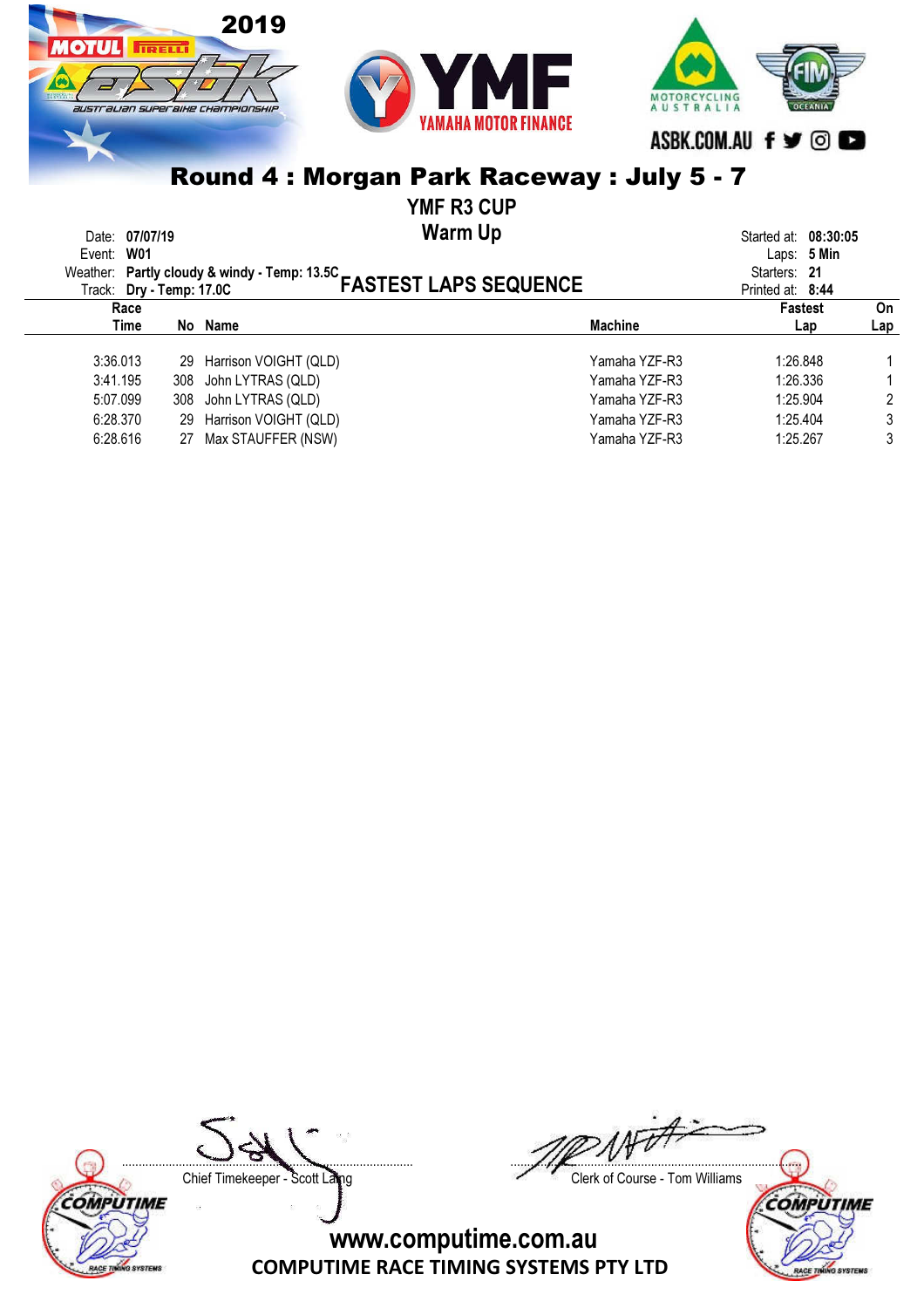# Round 4 : Morgan Park Raceway : July 5 - 7

## YMF R3 CUP

## Warm Up

Date: **07/07/19**
Event: **W01**
Weather: **Partly cloudy & windy - Temp: 13.5C**
Track: **Dry - Temp: 17.0C**

Started at: **08:30:05**
Laps: **5 Min**
Starters: **21**
Printed at: **8:44**

## FASTEST LAPS SEQUENCE

| Race Time | No | Name | Machine | Fastest Lap | On Lap |
|---|---|---|---|---|---|
| 3:36.013 | 29 | Harrison VOIGHT (QLD) | Yamaha YZF-R3 | 1:26.848 | 1 |
| 3:41.195 | 308 | John LYTRAS (QLD) | Yamaha YZF-R3 | 1:26.336 | 1 |
| 5:07.099 | 308 | John LYTRAS (QLD) | Yamaha YZF-R3 | 1:25.904 | 2 |
| 6:28.370 | 29 | Harrison VOIGHT (QLD) | Yamaha YZF-R3 | 1:25.404 | 3 |
| 6:28.616 | 27 | Max STAUFFER (NSW) | Yamaha YZF-R3 | 1:25.267 | 3 |

Chief Timekeeper - Scott Laing

Clerk of Course - Tom Williams

www.computime.com.au

COMPUTIME RACE TIMING SYSTEMS PTY LTD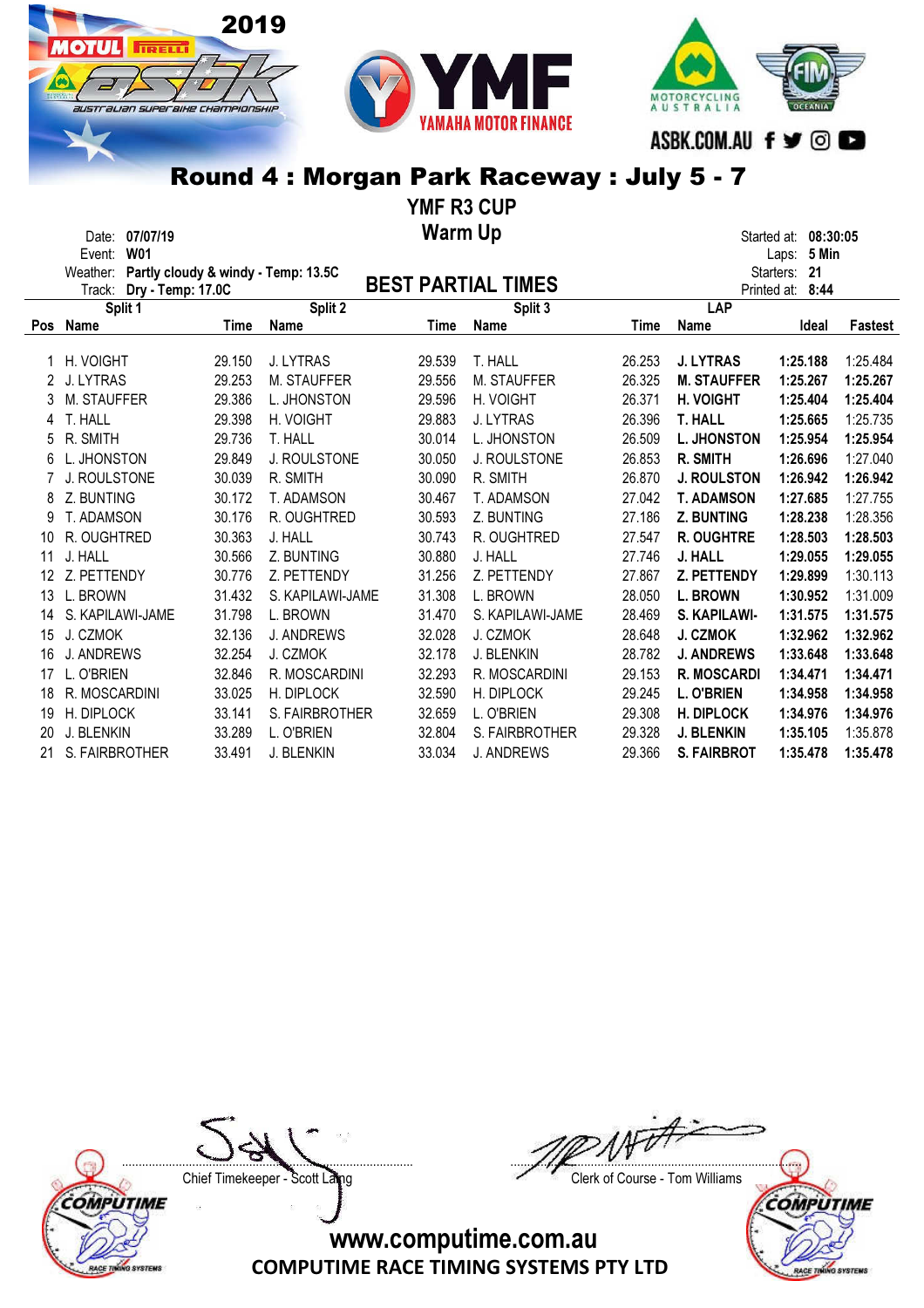# Round 4 : Morgan Park Raceway : July 5 - 7

## YMF R3 CUP

## Warm Up

Date: **07/07/19**
Event: **W01**
Weather: **Partly cloudy & windy - Temp: 13.5C**
Track: **Dry - Temp: 17.0C**

Started at: **08:30:05**
Laps: **5 Min**
Starters: **21**
Printed at: **8:44**

## BEST PARTIAL TIMES

| | Split 1 | | Split 2 | | Split 3 | | LAP | | |
|---|---|---|---|---|---|---|---|---|---|
| Pos | Name | Time | Name | Time | Name | Time | Name | Ideal | Fastest |
| 1 | H. VOIGHT | 29.150 | J. LYTRAS | 29.539 | T. HALL | 26.253 | **J. LYTRAS** | **1:25.188** | 1:25.484 |
| 2 | J. LYTRAS | 29.253 | M. STAUFFER | 29.556 | M. STAUFFER | 26.325 | **M. STAUFFER** | **1:25.267** | **1:25.267** |
| 3 | M. STAUFFER | 29.386 | L. JHONSTON | 29.596 | H. VOIGHT | 26.371 | **H. VOIGHT** | **1:25.404** | **1:25.404** |
| 4 | T. HALL | 29.398 | H. VOIGHT | 29.883 | J. LYTRAS | 26.396 | **T. HALL** | **1:25.665** | 1:25.735 |
| 5 | R. SMITH | 29.736 | T. HALL | 30.014 | L. JHONSTON | 26.509 | **L. JHONSTON** | **1:25.954** | **1:25.954** |
| 6 | L. JHONSTON | 29.849 | J. ROULSTONE | 30.050 | J. ROULSTONE | 26.853 | **R. SMITH** | **1:26.696** | 1:27.040 |
| 7 | J. ROULSTONE | 30.039 | R. SMITH | 30.090 | R. SMITH | 26.870 | **J. ROULSTON** | **1:26.942** | **1:26.942** |
| 8 | Z. BUNTING | 30.172 | T. ADAMSON | 30.467 | T. ADAMSON | 27.042 | **T. ADAMSON** | **1:27.685** | 1:27.755 |
| 9 | T. ADAMSON | 30.176 | R. OUGHTRED | 30.593 | Z. BUNTING | 27.186 | **Z. BUNTING** | **1:28.238** | 1:28.356 |
| 10 | R. OUGHTRED | 30.363 | J. HALL | 30.743 | R. OUGHTRED | 27.547 | **R. OUGHTRE** | **1:28.503** | **1:28.503** |
| 11 | J. HALL | 30.566 | Z. BUNTING | 30.880 | J. HALL | 27.746 | **J. HALL** | **1:29.055** | **1:29.055** |
| 12 | Z. PETTENDY | 30.776 | Z. PETTENDY | 31.256 | Z. PETTENDY | 27.867 | **Z. PETTENDY** | **1:29.899** | 1:30.113 |
| 13 | L. BROWN | 31.432 | S. KAPILAWI-JAME | 31.308 | L. BROWN | 28.050 | **L. BROWN** | **1:30.952** | 1:31.009 |
| 14 | S. KAPILAWI-JAME | 31.798 | L. BROWN | 31.470 | S. KAPILAWI-JAME | 28.469 | **S. KAPILAWI-** | **1:31.575** | **1:31.575** |
| 15 | J. CZMOK | 32.136 | J. ANDREWS | 32.028 | J. CZMOK | 28.648 | **J. CZMOK** | **1:32.962** | **1:32.962** |
| 16 | J. ANDREWS | 32.254 | J. CZMOK | 32.178 | J. BLENKIN | 28.782 | **J. ANDREWS** | **1:33.648** | **1:33.648** |
| 17 | L. O'BRIEN | 32.846 | R. MOSCARDINI | 32.293 | R. MOSCARDINI | 29.153 | **R. MOSCARDI** | **1:34.471** | **1:34.471** |
| 18 | R. MOSCARDINI | 33.025 | H. DIPLOCK | 32.590 | H. DIPLOCK | 29.245 | **L. O'BRIEN** | **1:34.958** | **1:34.958** |
| 19 | H. DIPLOCK | 33.141 | S. FAIRBROTHER | 32.659 | L. O'BRIEN | 29.308 | **H. DIPLOCK** | **1:34.976** | **1:34.976** |
| 20 | J. BLENKIN | 33.289 | L. O'BRIEN | 32.804 | S. FAIRBROTHER | 29.328 | **J. BLENKIN** | **1:35.105** | 1:35.878 |
| 21 | S. FAIRBROTHER | 33.491 | J. BLENKIN | 33.034 | J. ANDREWS | 29.366 | **S. FAIRBROT** | **1:35.478** | **1:35.478** |

Chief Timekeeper - Scott Laing

Clerk of Course - Tom Williams

www.computime.com.au

COMPUTIME RACE TIMING SYSTEMS PTY LTD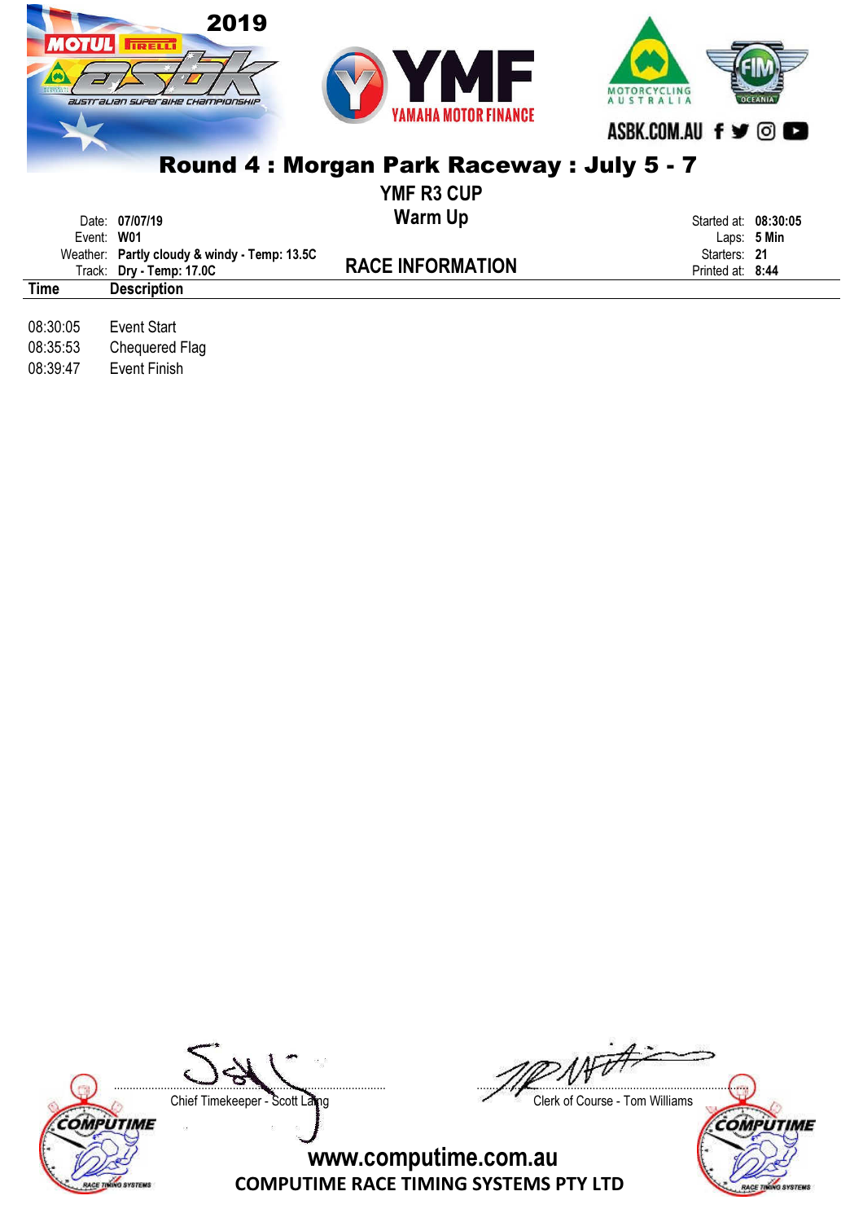# Round 4 : Morgan Park Raceway : July 5 - 7

## YMF R3 CUP

## Warm Up

Date: **07/07/19**
Event: **W01**
Weather: **Partly cloudy & windy - Temp: 13.5C**
Track: **Dry - Temp: 17.0C**

Started at: **08:30:05**
Laps: **5 Min**
Starters: **21**
Printed at: **8:44**

## RACE INFORMATION

| Time | Description |
|---|---|
| 08:30:05 | Event Start |
| 08:35:53 | Chequered Flag |
| 08:39:47 | Event Finish |

Chief Timekeeper - Scott Laing

Clerk of Course - Tom Williams

www.computime.com.au
COMPUTIME RACE TIMING SYSTEMS PTY LTD